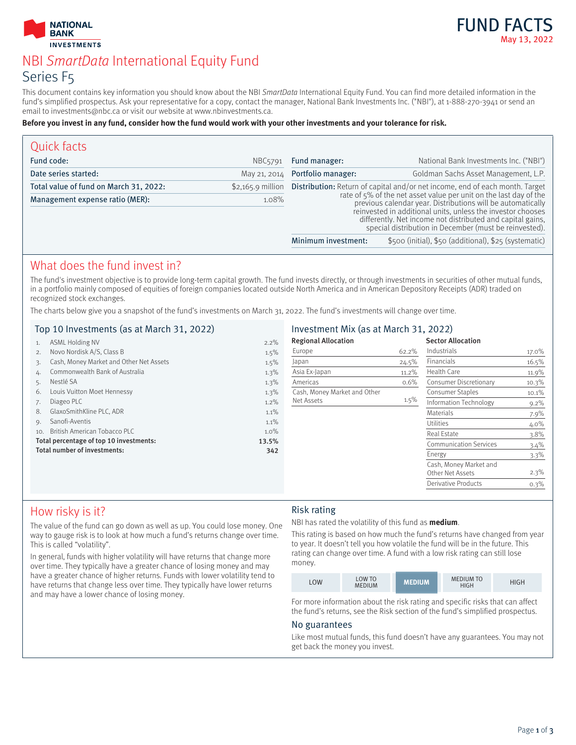# FUND FACTS
May 13, 2022

# NBI *SmartData* International Equity Fund
## Series F5

This document contains key information you should know about the NBI *SmartData* International Equity Fund. You can find more detailed information in the fund's simplified prospectus. Ask your representative for a copy, contact the manager, National Bank Investments Inc. ("NBI"), at 1-888-270-3941 or send an email to investments@nbc.ca or visit our website at www.nbinvestments.ca.

**Before you invest in any fund, consider how the fund would work with your other investments and your tolerance for risk.**

## Quick facts

| | |
|---|---|
| Fund code: | NBC5791 |
| Date series started: | May 21, 2014 |
| Total value of fund on March 31, 2022: | $2,165.9 million |
| Management expense ratio (MER): | 1.08% |

| | |
|---|---|
| Fund manager: | National Bank Investments Inc. ("NBI") |
| Portfolio manager: | Goldman Sachs Asset Management, L.P. |
| Distribution: | Return of capital and/or net income, end of each month. Target rate of 5% of the net asset value per unit on the last day of the previous calendar year. Distributions will be automatically reinvested in additional units, unless the investor chooses differently. Net income not distributed and capital gains, special distribution in December (must be reinvested). |
| Minimum investment: | $500 (initial), $50 (additional), $25 (systematic) |

## What does the fund invest in?

The fund's investment objective is to provide long-term capital growth. The fund invests directly, or through investments in securities of other mutual funds, in a portfolio mainly composed of equities of foreign companies located outside North America and in American Depository Receipts (ADR) traded on recognized stock exchanges.

The charts below give you a snapshot of the fund's investments on March 31, 2022. The fund's investments will change over time.

### Top 10 Investments (as at March 31, 2022)

| | | |
|---|---|---|
| 1. | ASML Holding NV | 2.2% |
| 2. | Novo Nordisk A/S, Class B | 1.5% |
| 3. | Cash, Money Market and Other Net Assets | 1.5% |
| 4. | Commonwealth Bank of Australia | 1.3% |
| 5. | Nestlé SA | 1.3% |
| 6. | Louis Vuitton Moet Hennessy | 1.3% |
| 7. | Diageo PLC | 1.2% |
| 8. | GlaxoSmithKline PLC, ADR | 1.1% |
| 9. | Sanofi-Aventis | 1.1% |
| 10. | British American Tobacco PLC | 1.0% |
| | **Total percentage of top 10 investments:** | **13.5%** |
| | **Total number of investments:** | **342** |

### Investment Mix (as at March 31, 2022)

**Regional Allocation**

| | |
|---|---|
| Europe | 62.2% |
| Japan | 24.5% |
| Asia Ex-Japan | 11.2% |
| Americas | 0.6% |
| Cash, Money Market and Other Net Assets | 1.5% |

**Sector Allocation**

| | |
|---|---|
| Industrials | 17.0% |
| Financials | 16.5% |
| Health Care | 11.9% |
| Consumer Discretionary | 10.3% |
| Consumer Staples | 10.1% |
| Information Technology | 9.2% |
| Materials | 7.9% |
| Utilities | 4.0% |
| Real Estate | 3.8% |
| Communication Services | 3.4% |
| Energy | 3.3% |
| Cash, Money Market and Other Net Assets | 2.3% |
| Derivative Products | 0.3% |

## How risky is it?

The value of the fund can go down as well as up. You could lose money. One way to gauge risk is to look at how much a fund's returns change over time. This is called "volatility".

In general, funds with higher volatility will have returns that change more over time. They typically have a greater chance of losing money and may have a greater chance of higher returns. Funds with lower volatility tend to have returns that change less over time. They typically have lower returns and may have a lower chance of losing money.

### Risk rating

NBI has rated the volatility of this fund as **medium**.

This rating is based on how much the fund's returns have changed from year to year. It doesn't tell you how volatile the fund will be in the future. This rating can change over time. A fund with a low risk rating can still lose money.

| LOW | LOW TO MEDIUM | **MEDIUM** | MEDIUM TO HIGH | HIGH |
|---|---|---|---|---|

For more information about the risk rating and specific risks that can affect the fund's returns, see the Risk section of the fund's simplified prospectus.

### No guarantees

Like most mutual funds, this fund doesn't have any guarantees. You may not get back the money you invest.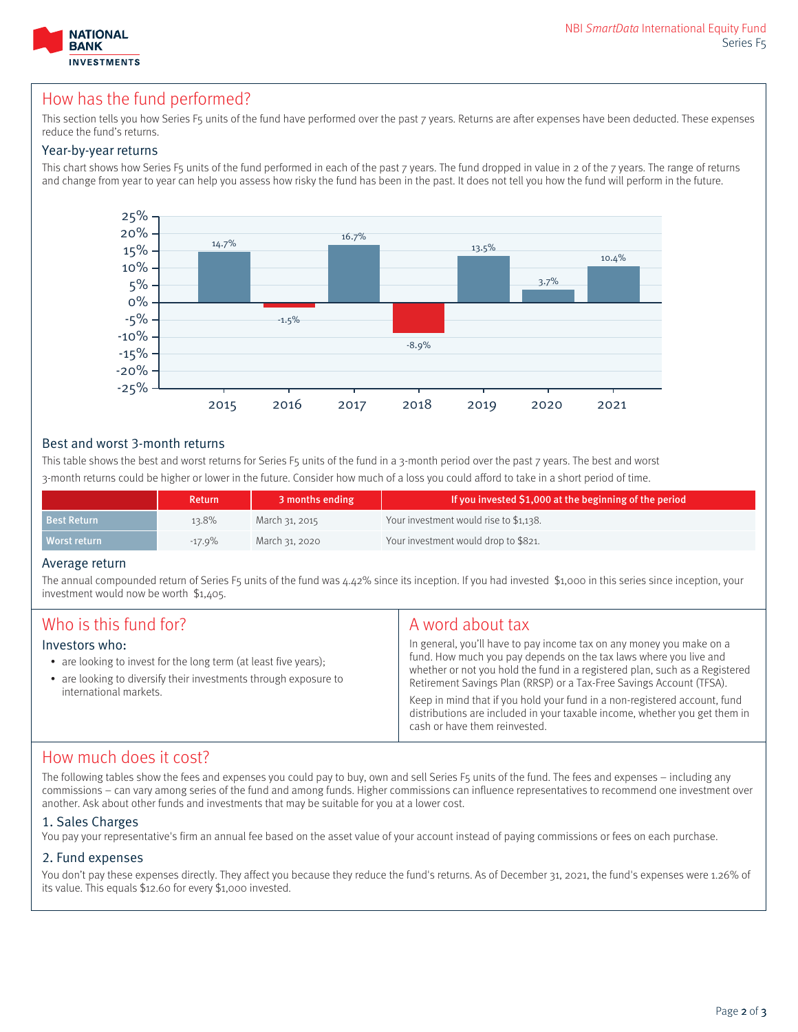## How has the fund performed?

This section tells you how Series F5 units of the fund have performed over the past 7 years. Returns are after expenses have been deducted. These expenses reduce the fund's returns.

### Year-by-year returns

This chart shows how Series F5 units of the fund performed in each of the past 7 years. The fund dropped in value in 2 of the 7 years. The range of returns and change from year to year can help you assess how risky the fund has been in the past. It does not tell you how the fund will perform in the future.

| Year | Return |
|---|---|
| 2015 | 14.7% |
| 2016 | -1.5% |
| 2017 | 16.7% |
| 2018 | -8.9% |
| 2019 | 13.5% |
| 2020 | 3.7% |
| 2021 | 10.4% |

### Best and worst 3-month returns

This table shows the best and worst returns for Series F5 units of the fund in a 3-month period over the past 7 years. The best and worst 3-month returns could be higher or lower in the future. Consider how much of a loss you could afford to take in a short period of time.

| | Return | 3 months ending | If you invested $1,000 at the beginning of the period |
|---|---|---|---|
| Best Return | 13.8% | March 31, 2015 | Your investment would rise to $1,138. |
| Worst return | -17.9% | March 31, 2020 | Your investment would drop to $821. |

### Average return

The annual compounded return of Series F5 units of the fund was 4.42% since its inception. If you had invested $1,000 in this series since inception, your investment would now be worth $1,405.

## Who is this fund for?

### Investors who:

- are looking to invest for the long term (at least five years);
- are looking to diversify their investments through exposure to international markets.

## A word about tax

In general, you'll have to pay income tax on any money you make on a fund. How much you pay depends on the tax laws where you live and whether or not you hold the fund in a registered plan, such as a Registered Retirement Savings Plan (RRSP) or a Tax-Free Savings Account (TFSA).

Keep in mind that if you hold your fund in a non-registered account, fund distributions are included in your taxable income, whether you get them in cash or have them reinvested.

## How much does it cost?

The following tables show the fees and expenses you could pay to buy, own and sell Series F5 units of the fund. The fees and expenses – including any commissions – can vary among series of the fund and among funds. Higher commissions can influence representatives to recommend one investment over another. Ask about other funds and investments that may be suitable for you at a lower cost.

### 1. Sales Charges

You pay your representative's firm an annual fee based on the asset value of your account instead of paying commissions or fees on each purchase.

### 2. Fund expenses

You don't pay these expenses directly. They affect you because they reduce the fund's returns. As of December 31, 2021, the fund's expenses were 1.26% of its value. This equals $12.60 for every $1,000 invested.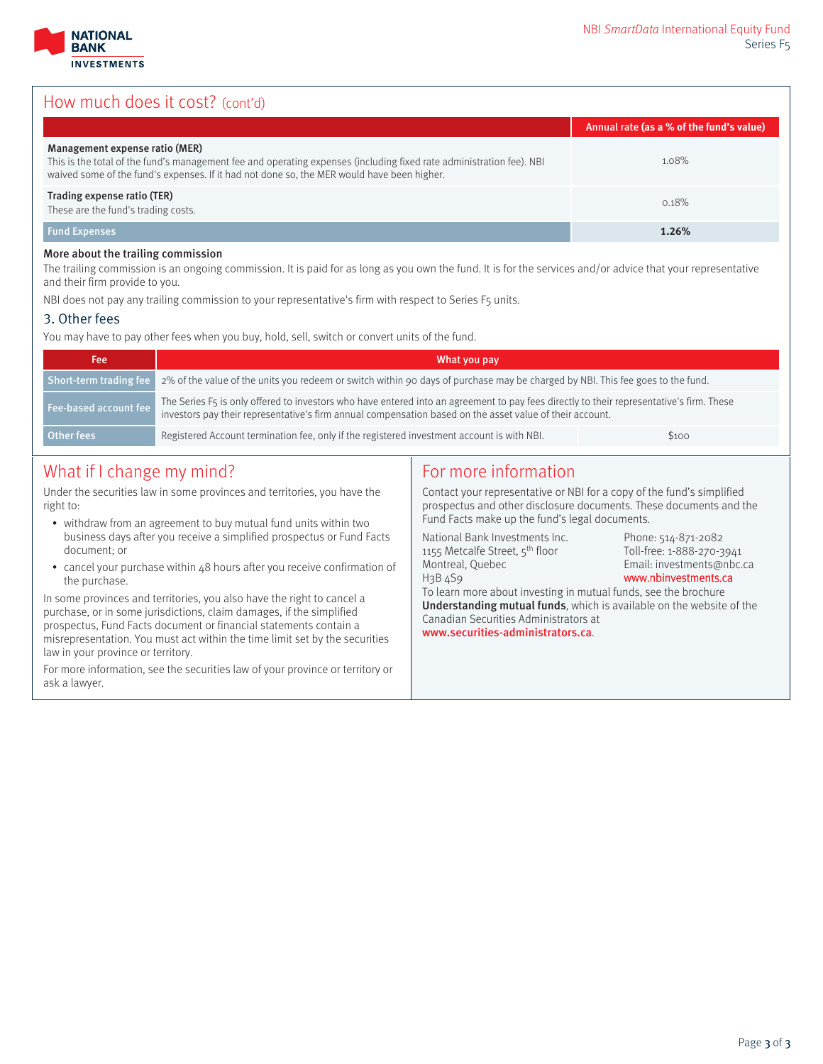## How much does it cost? (cont'd)

| | Annual rate (as a % of the fund's value) |
|---|---|
| **Management expense ratio (MER)**<br>This is the total of the fund's management fee and operating expenses (including fixed rate administration fee). NBI waived some of the fund's expenses. If it had not done so, the MER would have been higher. | 1.08% |
| **Trading expense ratio (TER)**<br>These are the fund's trading costs. | 0.18% |
| **Fund Expenses** | **1.26%** |

**More about the trailing commission**

The trailing commission is an ongoing commission. It is paid for as long as you own the fund. It is for the services and/or advice that your representative and their firm provide to you.

NBI does not pay any trailing commission to your representative's firm with respect to Series F5 units.

### 3. Other fees

You may have to pay other fees when you buy, hold, sell, switch or convert units of the fund.

| Fee | What you pay | |
|---|---|---|
| Short-term trading fee | 2% of the value of the units you redeem or switch within 90 days of purchase may be charged by NBI. This fee goes to the fund. | |
| Fee-based account fee | The Series F5 is only offered to investors who have entered into an agreement to pay fees directly to their representative's firm. These investors pay their representative's firm annual compensation based on the asset value of their account. | |
| Other fees | Registered Account termination fee, only if the registered investment account is with NBI. | $100 |

## What if I change my mind?

Under the securities law in some provinces and territories, you have the right to:

- withdraw from an agreement to buy mutual fund units within two business days after you receive a simplified prospectus or Fund Facts document; or
- cancel your purchase within 48 hours after you receive confirmation of the purchase.

In some provinces and territories, you also have the right to cancel a purchase, or in some jurisdictions, claim damages, if the simplified prospectus, Fund Facts document or financial statements contain a misrepresentation. You must act within the time limit set by the securities law in your province or territory.

For more information, see the securities law of your province or territory or ask a lawyer.

## For more information

Contact your representative or NBI for a copy of the fund's simplified prospectus and other disclosure documents. These documents and the Fund Facts make up the fund's legal documents.

National Bank Investments Inc.
1155 Metcalfe Street, 5th floor
Montreal, Quebec
H3B 4S9

Phone: 514-871-2082
Toll-free: 1-888-270-3941
Email: investments@nbc.ca
www.nbinvestments.ca

To learn more about investing in mutual funds, see the brochure **Understanding mutual funds**, which is available on the website of the Canadian Securities Administrators at **www.securities-administrators.ca**.